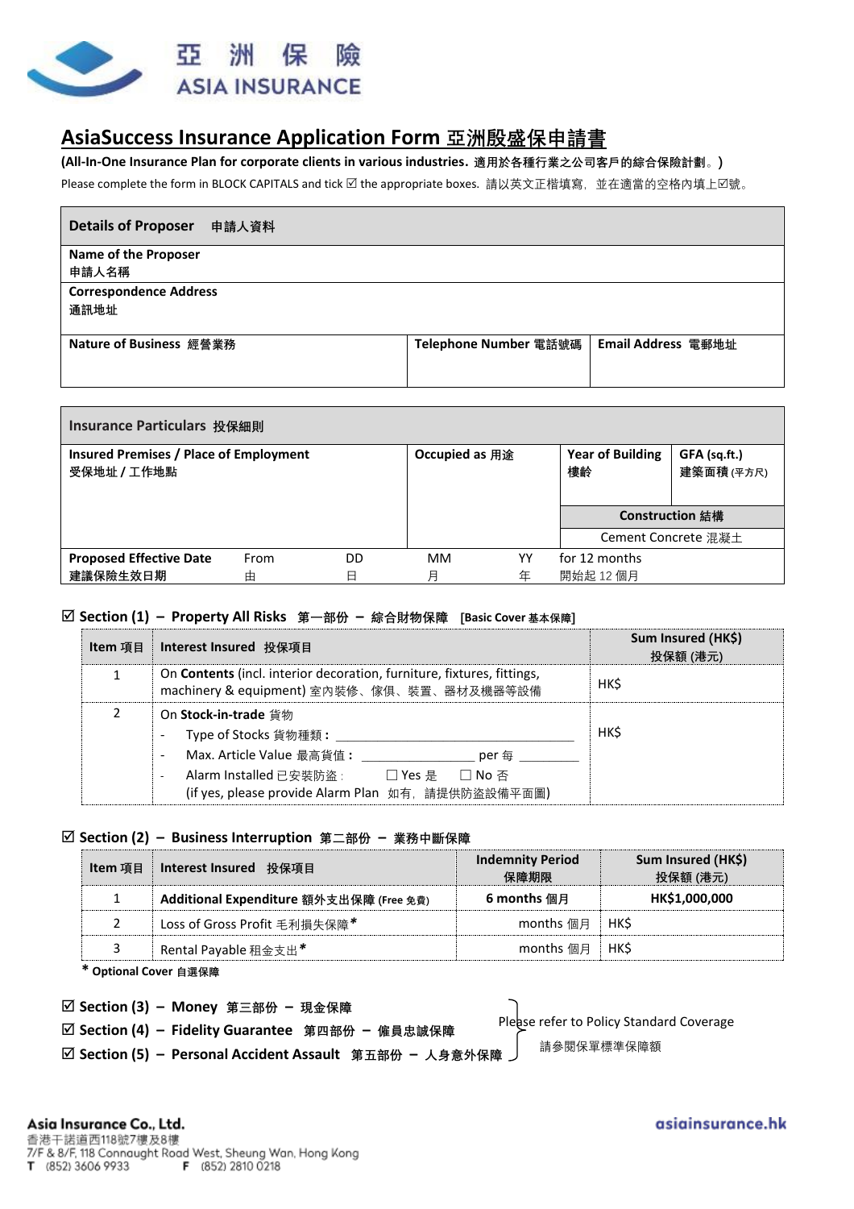亞洲保險
ASIA INSURANCE

# AsiaSuccess Insurance Application Form 亞洲殷盛保申請書

**(All-In-One Insurance Plan for corporate clients in various industries. 適用於各種行業之公司客戶的綜合保險計劃。)**

Please complete the form in BLOCK CAPITALS and tick ☑ the appropriate boxes. 請以英文正楷填寫，並在適當的空格內填上☑號。

| **Details of Proposer 申請人資料** | | |
|---|---|---|
| **Name of the Proposer** 申請人名稱 | | |
| **Correspondence Address** 通訊地址 | | |
| **Nature of Business** 經營業務 | **Telephone Number** 電話號碼 | **Email Address** 電郵地址 |

| **Insurance Particulars 投保細則** | | | | | | |
|---|---|---|---|---|---|---|
| **Insured Premises / Place of Employment** 受保地址 / 工作地點 | | | **Occupied as** 用途 | | **Year of Building** 樓齡 | **GFA (sq.ft.)** 建築面積 (平方尺) |
| | | | | | **Construction 結構** | |
| | | | | | Cement Concrete 混凝土 | |
| **Proposed Effective Date** 建議保險生效日期 | From 由 | DD 日 | MM 月 | YY 年 | for 12 months 開始起 12 個月 | |

## ☑ Section (1) – Property All Risks 第一部份 – 綜合財物保障 [Basic Cover 基本保障]

| Item 項目 | Interest Insured 投保項目 | Sum Insured (HK$) 投保額 (港元) |
|---|---|---|
| 1 | On **Contents** (incl. interior decoration, furniture, fixtures, fittings, machinery & equipment) 室內裝修、傢俱、裝置、器材及機器等設備 | HK$ |
| 2 | On **Stock-in-trade** 貨物<br>- Type of Stocks 貨物種類： ______<br>- Max. Article Value 最高貨值： ______ per 每 ______<br>- Alarm Installed 已安裝防盜： ☐ Yes 是 ☐ No 否<br>(if yes, please provide Alarm Plan 如有，請提供防盜設備平面圖) | HK$ |

## ☑ Section (2) – Business Interruption 第二部份 – 業務中斷保障

| Item 項目 | Interest Insured 投保項目 | Indemnity Period 保障期限 | Sum Insured (HK$) 投保額 (港元) |
|---|---|---|---|
| 1 | **Additional Expenditure** 額外支出保障 **(Free 免費)** | **6 months 個月** | **HK$1,000,000** |
| 2 | Loss of Gross Profit 毛利損失保障* | months 個月 | HK$ |
| 3 | Rental Payable 租金支出* | months 個月 | HK$ |

**\* Optional Cover 自選保障**

## ☑ Section (3) – Money 第三部份 – 現金保障

## ☑ Section (4) – Fidelity Guarantee 第四部份 – 僱員忠誠保障

## ☑ Section (5) – Personal Accident Assault 第五部份 – 人身意外保障

Please refer to Policy Standard Coverage 請參閱保單標準保障額

**Asia Insurance Co., Ltd.**
香港干諾道西118號7樓及8樓
7/F & 8/F, 118 Connaught Road West, Sheung Wan, Hong Kong
T (852) 3606 9933 F (852) 2810 0218

asiainsurance.hk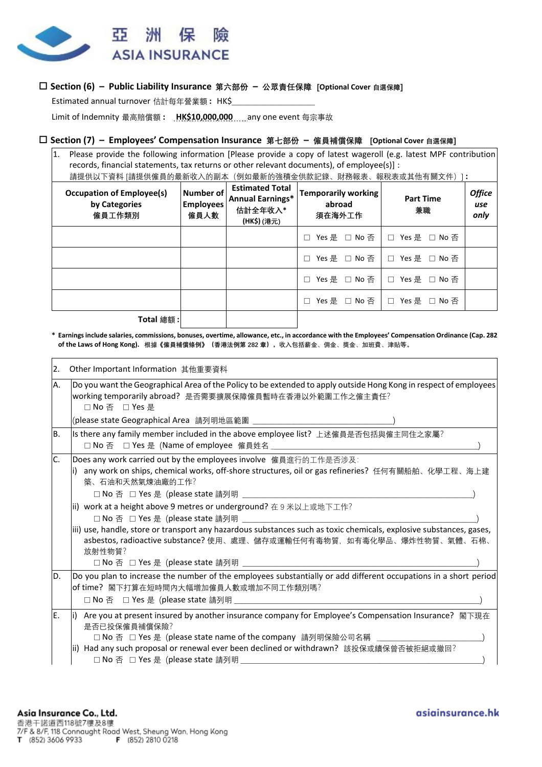☐ **Section (6) – Public Liability Insurance 第六部份 – 公眾責任保障 [Optional Cover 自選保障]**

Estimated annual turnover 估計每年營業額：HK$____________________

Limit of Indemnity 最高賠償額： **HK$10,000,000** any one event 每宗事故

☐ **Section (7) – Employees' Compensation Insurance 第七部份 – 僱員補償保障 [Optional Cover 自選保障]**

1. Please provide the following information [Please provide a copy of latest wageroll (e.g. latest MPF contribution records, financial statements, tax returns or other relevant documents), of employee(s)] :
請提供以下資料 [請提供僱員的最新收入的副本（例如最新的強積金供款記錄、財務報表、報稅表或其他有關文件）]：

| **Occupation of Employee(s) by Categories 僱員工作類別** | **Number of Employees 僱員人數** | **Estimated Total Annual Earnings* 估計全年收入* (HK$) (港元)** | **Temporarily working abroad 須在海外工作** | **Part Time 兼職** | ***Office use only*** |
|---|---|---|---|---|---|
| | | | ☐ Yes 是 ☐ No 否 | ☐ Yes 是 ☐ No 否 | |
| | | | ☐ Yes 是 ☐ No 否 | ☐ Yes 是 ☐ No 否 | |
| | | | ☐ Yes 是 ☐ No 否 | ☐ Yes 是 ☐ No 否 | |
| | | | ☐ Yes 是 ☐ No 否 | ☐ Yes 是 ☐ No 否 | |
| **Total 總額：** | | | | | |

**\* Earnings include salaries, commissions, bonuses, overtime, allowance, etc., in accordance with the Employees' Compensation Ordinance (Cap. 282 of the Laws of Hong Kong). 根據《僱員補償條例》（香港法例第 282 章），收入包括薪金、佣金、獎金、加班費、津貼等。**

2. Other Important Information 其他重要資料

A. Do you want the Geographical Area of the Policy to be extended to apply outside Hong Kong in respect of employees working temporarily abroad? 是否需要擴展保障僱員暫時在香港以外範圍工作之僱主責任?
☐ No 否 ☐ Yes 是
(please state Geographical Area 請列明地區範圍 ______________________________)

B. Is there any family member included in the above employee list? 上述僱員是否包括與僱主同住之家屬?
☐ No 否 ☐ Yes 是 (Name of employee 僱員姓名 ______________________________)

C. Does any work carried out by the employees involve 僱員進行的工作是否涉及:
i) any work on ships, chemical works, off-shore structures, oil or gas refineries? 任何有關船舶、化學工程、海上建築、石油和天然氣煉油廠的工作?
☐ No 否 ☐ Yes 是 (please state 請列明 ______________________________)
ii) work at a height above 9 metres or underground? 在 9 米以上或地下工作?
☐ No 否 ☐ Yes 是 (please state 請列明 ______________________________)
iii) use, handle, store or transport any hazardous substances such as toxic chemicals, explosive substances, gases, asbestos, radioactive substance? 使用、處理、儲存或運輸任何有毒物質，如有毒化學品、爆炸性物質、氣體、石棉、放射性物質?
☐ No 否 ☐ Yes 是 (please state 請列明 ______________________________)

D. Do you plan to increase the number of the employees substantially or add different occupations in a short period of time? 閣下打算在短時間內大幅增加僱員人數或增加不同工作類別嗎?
☐ No 否 ☐ Yes 是 (please state 請列明 ______________________________)

E. i) Are you at present insured by another insurance company for Employee's Compensation Insurance? 閣下現在是否已投保僱員補償保險?
☐ No 否 ☐ Yes 是 (please state name of the company 請列明保險公司名稱 ______________________________)
ii) Had any such proposal or renewal ever been declined or withdrawn? 該投保或續保曾否被拒絕或撤回?
☐ No 否 ☐ Yes 是 (please state 請列明 ______________________________)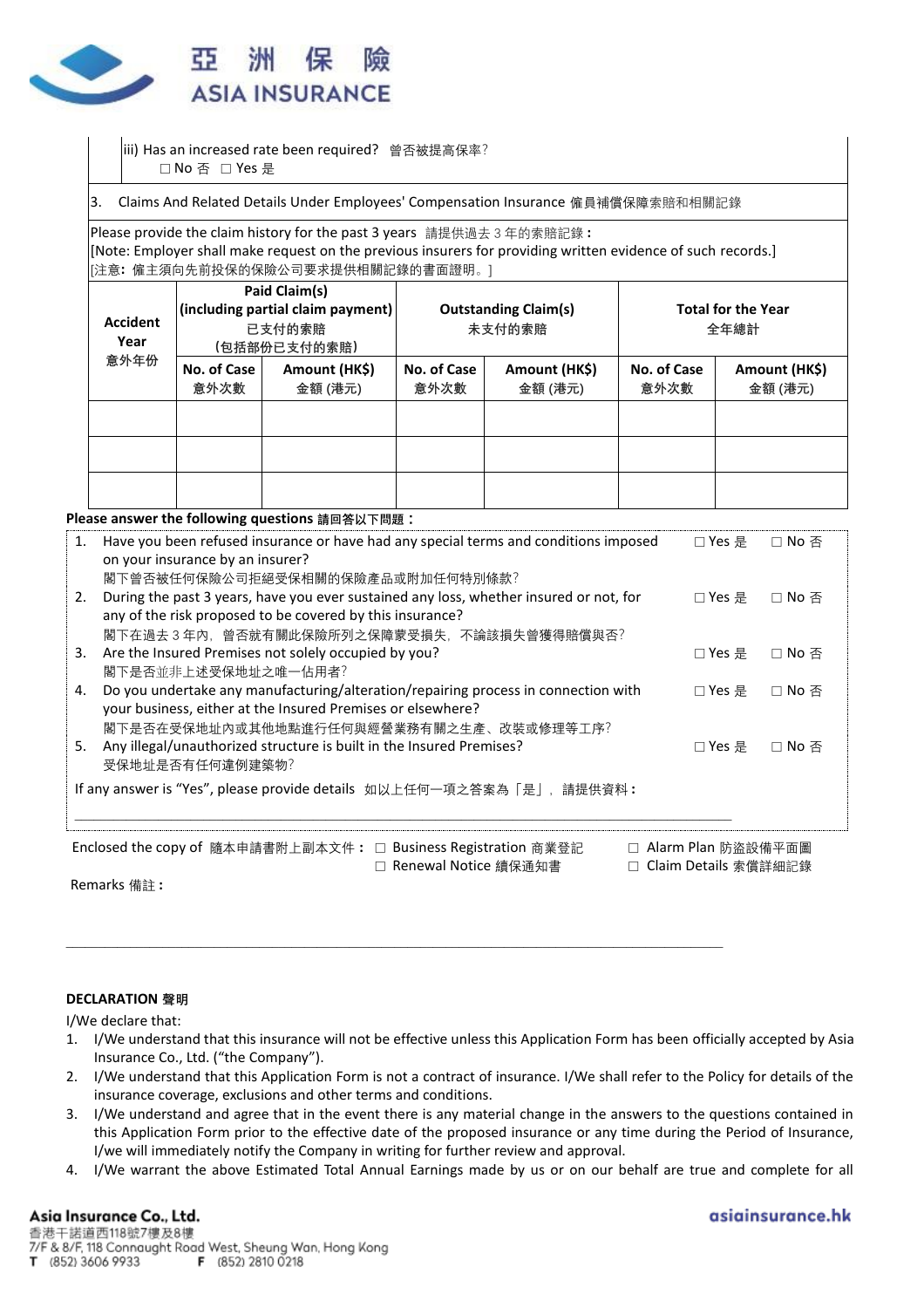iii) Has an increased rate been required? 曾否被提高保率?
☐ No 否 ☐ Yes 是

3. Claims And Related Details Under Employees' Compensation Insurance 僱員補償保障索賠和相關記錄

Please provide the claim history for the past 3 years 請提供過去 3 年的索賠記錄：
[Note: Employer shall make request on the previous insurers for providing written evidence of such records.]
[注意：僱主須向先前投保的保險公司要求提供相關記錄的書面證明。]

| Accident Year 意外年份 | Paid Claim(s) (including partial claim payment) 已支付的索賠 (包括部份已支付的索賠) | | Outstanding Claim(s) 未支付的索賠 | | Total for the Year 全年總計 | |
|---|---|---|---|---|---|---|
| | No. of Case 意外次數 | Amount (HK$) 金額 (港元) | No. of Case 意外次數 | Amount (HK$) 金額 (港元) | No. of Case 意外次數 | Amount (HK$) 金額 (港元) |
| | | | | | | |
| | | | | | | |
| | | | | | | |

**Please answer the following questions 請回答以下問題：**

1. Have you been refused insurance or have had any special terms and conditions imposed on your insurance by an insurer? ☐ Yes 是 ☐ No 否
閣下曾否被任何保險公司拒絕受保相關的保險產品或附加任何特別條款?
2. During the past 3 years, have you ever sustained any loss, whether insured or not, for any of the risk proposed to be covered by this insurance? ☐ Yes 是 ☐ No 否
閣下在過去 3 年內，曾否就有關此保險所列之保障蒙受損失，不論該損失曾獲得賠償與否?
3. Are the Insured Premises not solely occupied by you? ☐ Yes 是 ☐ No 否
閣下是否並非上述受保地址之唯一佔用者?
4. Do you undertake any manufacturing/alteration/repairing process in connection with your business, either at the Insured Premises or elsewhere? ☐ Yes 是 ☐ No 否
閣下是否在受保地址內或其他地點進行任何與經營業務有關之生產、改裝或修理等工序?
5. Any illegal/unauthorized structure is built in the Insured Premises? ☐ Yes 是 ☐ No 否
受保地址是否有任何違例建築物?

If any answer is "Yes", please provide details 如以上任何一項之答案為「是」，請提供資料：

\_\_\_\_\_\_\_\_\_\_\_\_\_\_\_\_\_\_\_\_\_\_\_\_\_\_\_\_\_\_\_\_\_\_\_\_\_\_\_\_\_\_\_\_\_\_\_\_\_\_\_\_\_\_\_\_\_\_\_\_

Enclosed the copy of 隨本申請書附上副本文件： ☐ Business Registration 商業登記 ☐ Renewal Notice 續保通知書 ☐ Alarm Plan 防盜設備平面圖 ☐ Claim Details 索償詳細記錄

Remarks 備註：

\_\_\_\_\_\_\_\_\_\_\_\_\_\_\_\_\_\_\_\_\_\_\_\_\_\_\_\_\_\_\_\_\_\_\_\_\_\_\_\_\_\_\_\_\_\_\_\_\_\_\_\_\_\_\_\_\_\_\_\_

**DECLARATION 聲明**

I/We declare that:

1. I/We understand that this insurance will not be effective unless this Application Form has been officially accepted by Asia Insurance Co., Ltd. ("the Company").
2. I/We understand that this Application Form is not a contract of insurance. I/We shall refer to the Policy for details of the insurance coverage, exclusions and other terms and conditions.
3. I/We understand and agree that in the event there is any material change in the answers to the questions contained in this Application Form prior to the effective date of the proposed insurance or any time during the Period of Insurance, I/we will immediately notify the Company in writing for further review and approval.
4. I/We warrant the above Estimated Total Annual Earnings made by us or on our behalf are true and complete for all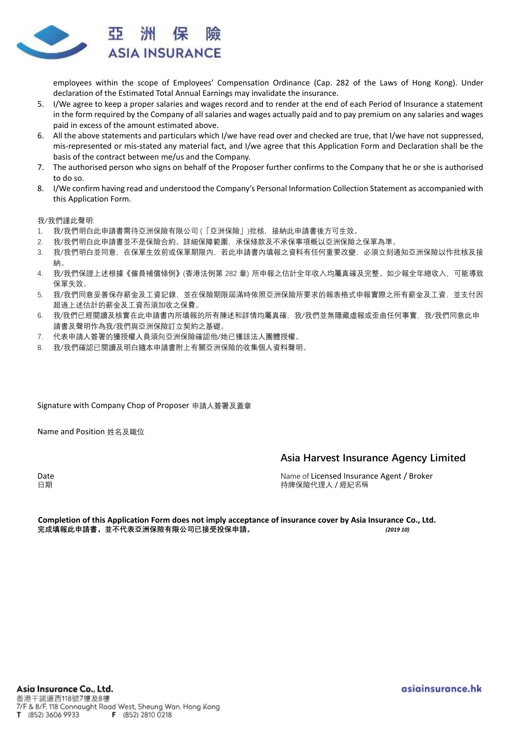employees within the scope of Employees' Compensation Ordinance (Cap. 282 of the Laws of Hong Kong). Under declaration of the Estimated Total Annual Earnings may invalidate the insurance.

5. I/We agree to keep a proper salaries and wages record and to render at the end of each Period of Insurance a statement in the form required by the Company of all salaries and wages actually paid and to pay premium on any salaries and wages paid in excess of the amount estimated above.
6. All the above statements and particulars which I/we have read over and checked are true, that I/we have not suppressed, mis-represented or mis-stated any material fact, and I/we agree that this Application Form and Declaration shall be the basis of the contract between me/us and the Company.
7. The authorised person who signs on behalf of the Proposer further confirms to the Company that he or she is authorised to do so.
8. I/We confirm having read and understood the Company's Personal Information Collection Statement as accompanied with this Application Form.

我/我們謹此聲明:

1. 我/我們明白此申請書需待亞洲保險有限公司 (「亞洲保險」)批核，接納此申請書後方可生效。
2. 我/我們明白此申請書並不是保險合約。詳細保障範圍，承保條款及不承保事項概以亞洲保險之保單為準。
3. 我/我們明白並同意，在保單生效前或保單期限內，若此申請書內填報之資料有任何重要改變，必須立刻通知亞洲保險以作批核及接納。
4. 我/我們保證上述根據《僱員補償條例》(香港法例第 282 章) 所申報之估計全年收入均屬真確及完整。如少報全年總收入，可能導致保單失效。
5. 我/我們同意妥善保存薪金及工資記錄，並在保險期限屆滿時依照亞洲保險所要求的報表格式申報實際之所有薪金及工資，並支付因超過上述估計的薪金及工資而須加收之保費。
6. 我/我們已經閱讀及核實在此申請書內所填報的所有陳述和詳情均屬真確，我/我們並無隱藏虛報或歪曲任何事實，我/我們同意此申請書及聲明作為我/我們與亞洲保險訂立契約之基礎。
7. 代表申請人簽署的獲授權人員須向亞洲保險確認他/她已獲該法人團體授權。
8. 我/我們確認已閱讀及明白隨本申請書附上有關亞洲保險的收集個人資料聲明。

Signature with Company Chop of Proposer 申請人簽署及蓋章

Name and Position 姓名及職位

Date
日期

**Asia Harvest Insurance Agency Limited**

Name of Licensed Insurance Agent / Broker
持牌保險代理人 / 經紀名稱

**Completion of this Application Form does not imply acceptance of insurance cover by Asia Insurance Co., Ltd.**
**完成填報此申請書，並不代表亞洲保險有限公司已接受投保申請。** ***(2019 10)***

Asia Insurance Co., Ltd.
香港干諾道西118號7樓及8樓
7/F & 8/F, 118 Connaught Road West, Sheung Wan, Hong Kong
T (852) 3606 9933 F (852) 2810 0218

asiainsurance.hk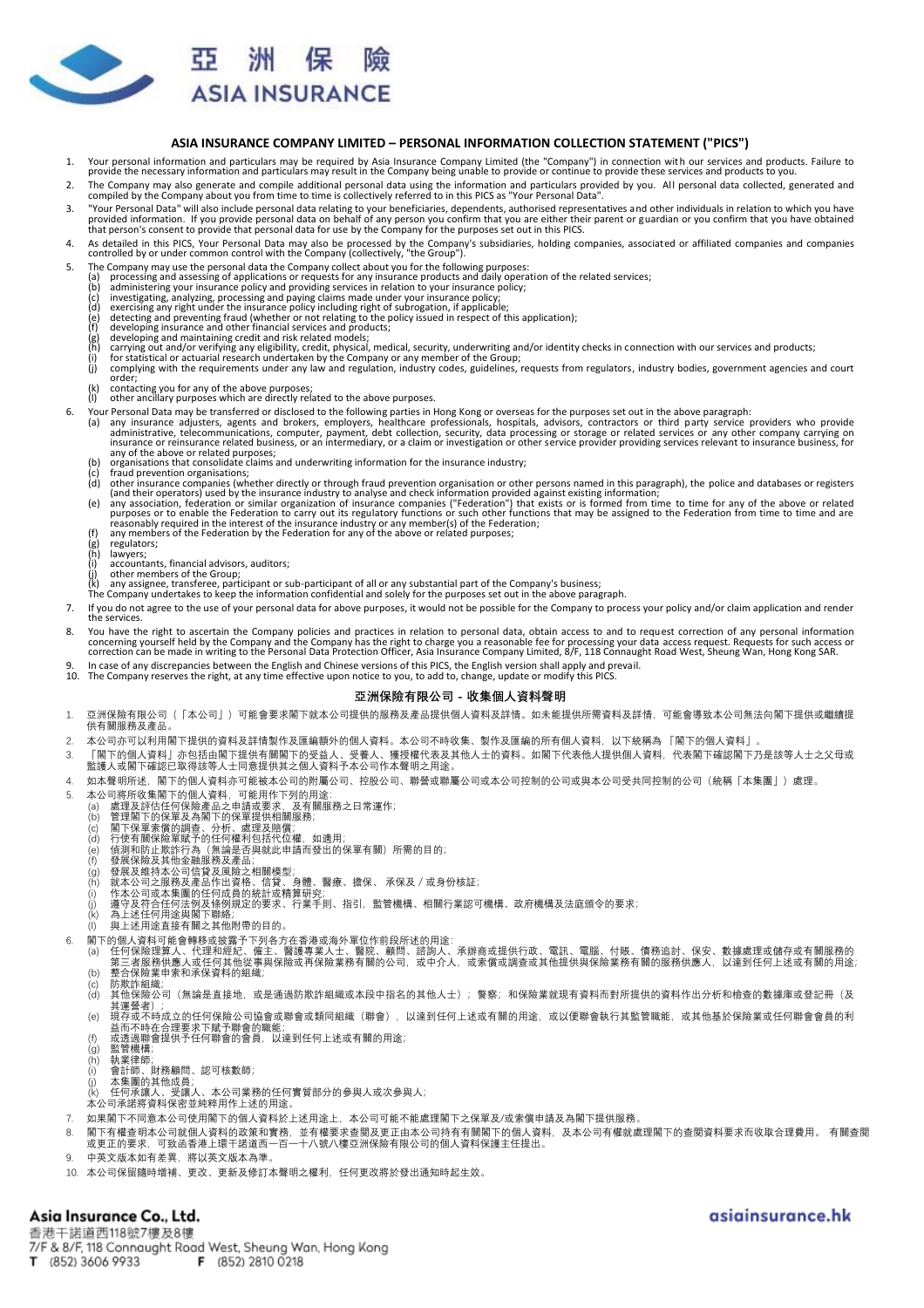亞 洲 保 險
ASIA INSURANCE

## ASIA INSURANCE COMPANY LIMITED – PERSONAL INFORMATION COLLECTION STATEMENT ("PICS")

1. Your personal information and particulars may be required by Asia Insurance Company Limited (the "Company") in connection with our services and products. Failure to provide the necessary information and particulars may result in the Company being unable to provide or continue to provide these services and products to you.
2. The Company may also generate and compile additional personal data using the information and particulars provided by you. All personal data collected, generated and compiled by the Company about you from time to time is collectively referred to in this PICS as "Your Personal Data".
3. "Your Personal Data" will also include personal data relating to your beneficiaries, dependents, authorised representatives and other individuals in relation to which you have provided information. If you provide personal data on behalf of any person you confirm that you are either their parent or guardian or you confirm that you have obtained that person's consent to provide that personal data for use by the Company for the purposes set out in this PICS.
4. As detailed in this PICS, Your Personal Data may also be processed by the Company's subsidiaries, holding companies, associated or affiliated companies and companies controlled by or under common control with the Company (collectively, "the Group").
5. The Company may use the personal data the Company collect about you for the following purposes:
   (a) processing and assessing of applications or requests for any insurance products and daily operation of the related services;
   (b) administering your insurance policy and providing services in relation to your insurance policy;
   (c) investigating, analyzing, processing and paying claims made under your insurance policy;
   (d) exercising any right under the insurance policy including right of subrogation, if applicable;
   (e) detecting and preventing fraud (whether or not relating to the policy issued in respect of this application);
   (f) developing insurance and other financial services and products;
   (g) developing and maintaining credit and risk related models;
   (h) carrying out and/or verifying any eligibility, credit, physical, medical, security, underwriting and/or identity checks in connection with our services and products;
   (i) for statistical or actuarial research undertaken by the Company or any member of the Group;
   (j) complying with the requirements under any law and regulation, industry codes, guidelines, requests from regulators, industry bodies, government agencies and court order;
   (k) contacting you for any of the above purposes;
   (l) other ancillary purposes which are directly related to the above purposes.
6. Your Personal Data may be transferred or disclosed to the following parties in Hong Kong or overseas for the purposes set out in the above paragraph:
   (a) any insurance adjusters, agents and brokers, employers, healthcare professionals, hospitals, advisors, contractors or third party service providers who provide administrative, telecommunications, computer, payment, debt collection, security, data processing or storage or related services or any other company carrying on insurance or reinsurance related business, or an intermediary, or a claim or investigation or other service provider providing services relevant to insurance business, for any of the above or related purposes;
   (b) organisations that consolidate claims and underwriting information for the insurance industry;
   (c) fraud prevention organisations;
   (d) other insurance companies (whether directly or through fraud prevention organisation or other persons named in this paragraph), the police and databases or registers (and their operators) used by the insurance industry to analyse and check information provided against existing information;
   (e) any association, federation or similar organization of insurance companies ("Federation") that exists or is formed from time to time for any of the above or related purposes or to enable the Federation to carry out its regulatory functions or such other functions that may be assigned to the Federation from time to time and are reasonably required in the interest of the insurance industry or any member(s) of the Federation;
   (f) any members of the Federation by the Federation for any of the above or related purposes;
   (g) regulators;
   (h) lawyers;
   (i) accountants, financial advisors, auditors;
   (j) other members of the Group;
   (k) any assignee, transferee, participant or sub-participant of all or any substantial part of the Company's business;

   The Company undertakes to keep the information confidential and solely for the purposes set out in the above paragraph.
7. If you do not agree to the use of your personal data for above purposes, it would not be possible for the Company to process your policy and/or claim application and render the services.
8. You have the right to ascertain the Company policies and practices in relation to personal data, obtain access to and to request correction of any personal information concerning yourself held by the Company and the Company has the right to charge you a reasonable fee for processing your data access request. Requests for such access or correction can be made in writing to the Personal Data Protection Officer, Asia Insurance Company Limited, 8/F, 118 Connaught Road West, Sheung Wan, Hong Kong SAR.
9. In case of any discrepancies between the English and Chinese versions of this PICS, the English version shall apply and prevail.
10. The Company reserves the right, at any time effective upon notice to you, to add to, change, update or modify this PICS.

## 亞洲保險有限公司 - 收集個人資料聲明

1. 亞洲保險有限公司（「本公司」）可能會要求閣下就本公司提供的服務及產品提供個人資料及詳情。如未能提供所需資料及詳情，可能會導致本公司無法向閣下提供或繼續提供有關服務及產品。
2. 本公司亦可以利用閣下提供的資料及詳情製作及匯編額外的個人資料。本公司不時收集、製作及匯編的所有個人資料，以下統稱為「閣下的個人資料」。
3. 「閣下的個人資料」亦包括由閣下提供有關閣下的受益人、受養人、獲授權代表及其他人士的資料。如閣下代表他人提供個人資料，代表閣下確認閣下乃是該等人士之父母或監護人或閣下確認已取得該等人士同意提供其之個人資料予本公司作本聲明之用途。
4. 如本聲明所述，閣下的個人資料亦可能被本公司的附屬公司、控股公司、聯營或聯屬公司或本公司控制的公司或與本公司受共同控制的公司（統稱「本集團」）處理。
5. 本公司將所收集閣下的個人資料，可能用作下列的用途：
   (a) 處理及評估任何保險產品之申請或要求，及有關服務之日常運作；
   (b) 管理閣下的保單及為閣下的保單提供相關服務；
   (c) 閣下保單索償的調查、分析、處理及賠償；
   (d) 行使有關保險單賦予的任何權利包括代位權，如適用；
   (e) 偵測和防止欺詐行為（無論是否與就此申請而發出的保單有關）所需的目的；
   (f) 發展保險及其他金融服務及產品；
   (g) 發展及維持本公司信貸及風險之相關模型；
   (h) 就本公司之服務及產品作出資格、信貸、身體、醫療、擔保、承保及／或身份核証；
   (i) 作本公司或本集團的任何成員的統計或精算研究；
   (j) 遵守及符合任何法例及條例規定的要求、行業手則、指引，監管機構、相關行業認可機構、政府機構及法庭頒令的要求；
   (k) 為上述任何用途與閣下聯絡；
   (l) 與上述用途直接有關之其他附帶的目的。
6. 閣下的個人資料可能會轉移或披露予下列各方在香港或海外單位作前段所述的用途：
   (a) 任何保險理算人、代理和經紀、僱主、醫護專業人士、醫院、顧問、諮詢人、承辦商或提供行政、電訊、電腦、付賬、債務追討、保安、數據處理或儲存或有關服務的第三者服務供應人或任何其他從事與保險或再保險業務有關的公司，或中介人，或索償或調查或其他提供與保險業務有關的服務供應人，以達到任何上述或有關的用途；
   (b) 整合保險業申索和承保資料的組織；
   (c) 防欺詐組織；
   (d) 其他保險公司（無論是直接地，或是通過防欺詐組織或本段中指名的其他人士）；警察；和保險業就現有資料而對所提供的資料作出分析和檢查的數據庫或登記冊（及其運營者）；
   (e) 現存或不時成立的任何保險公司協會或聯會或類同組織（聯會），以達到任何上述或有關的用途，或以便聯會執行其監管職能，或其他基於保險業或任何聯會會員的利益而不時在合理要求下賦予聯會的職能；
   (f) 或透過聯會提供予任何聯會的會員，以達到任何上述或有關的用途；
   (g) 監管機構；
   (h) 執業律師；
   (i) 會計師、財務顧問、認可核數師；
   (j) 本集團的其他成員；
   (k) 任何承讓人、受讓人、本公司業務的任何實質部分的參與人或次參與人；

   本公司承諾將資料保密並純粹用作上述的用途。
7. 如果閣下不同意本公司使用閣下的個人資料於上述用途上，本公司可能不能處理閣下之保單及/或索償申請及為閣下提供服務。
8. 閣下有權查明本公司就個人資料的政策和實務，並有權要求查閱及更正由本公司持有有關閣下的個人資料，及本公司有權就處理閣下的查閱資料要求而收取合理費用。有關查閱或更正的要求，可致函香港上環干諾道西一百一十八號八樓亞洲保險有限公司的個人資料保護主任提出。
9. 中英文版本如有差異，將以英文版本為準。
10. 本公司保留隨時增補、更改、更新及修訂本聲明之權利，任何更改將於發出通知時起生效。

**Asia Insurance Co., Ltd.**
香港干諾道西118號7樓及8樓
7/F & 8/F, 118 Connaught Road West, Sheung Wan, Hong Kong
T (852) 3606 9933 F (852) 2810 0218

asiainsurance.hk